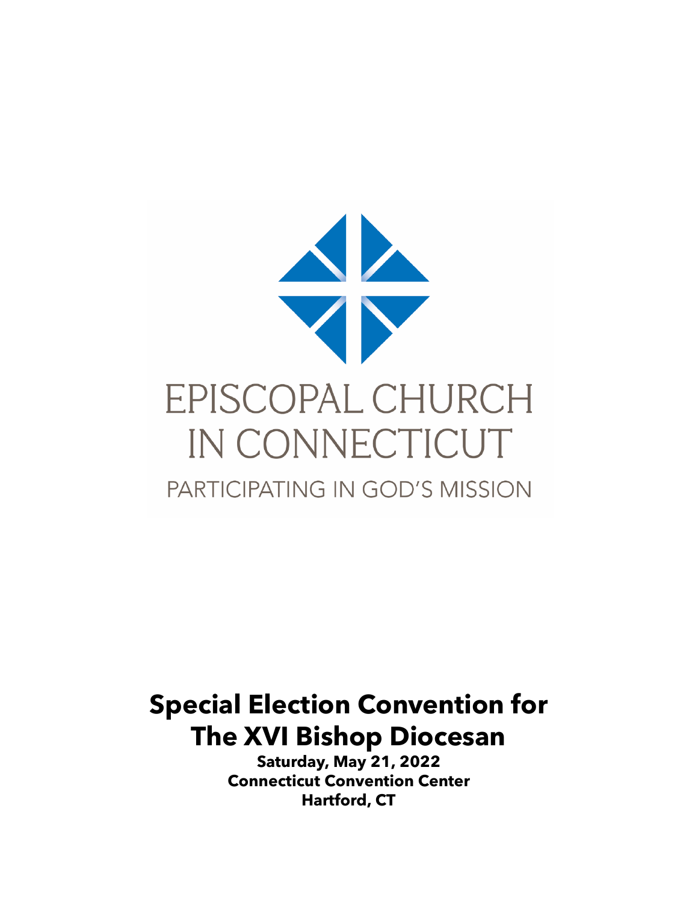EPISCOPAL CHURCH IN CONNECTICUT

PARTICIPATING IN GOD'S MISSION

# Special Election Convention for The XVI Bishop Diocesan

**Saturday, May 21, 2022**
**Connecticut Convention Center**
**Hartford, CT**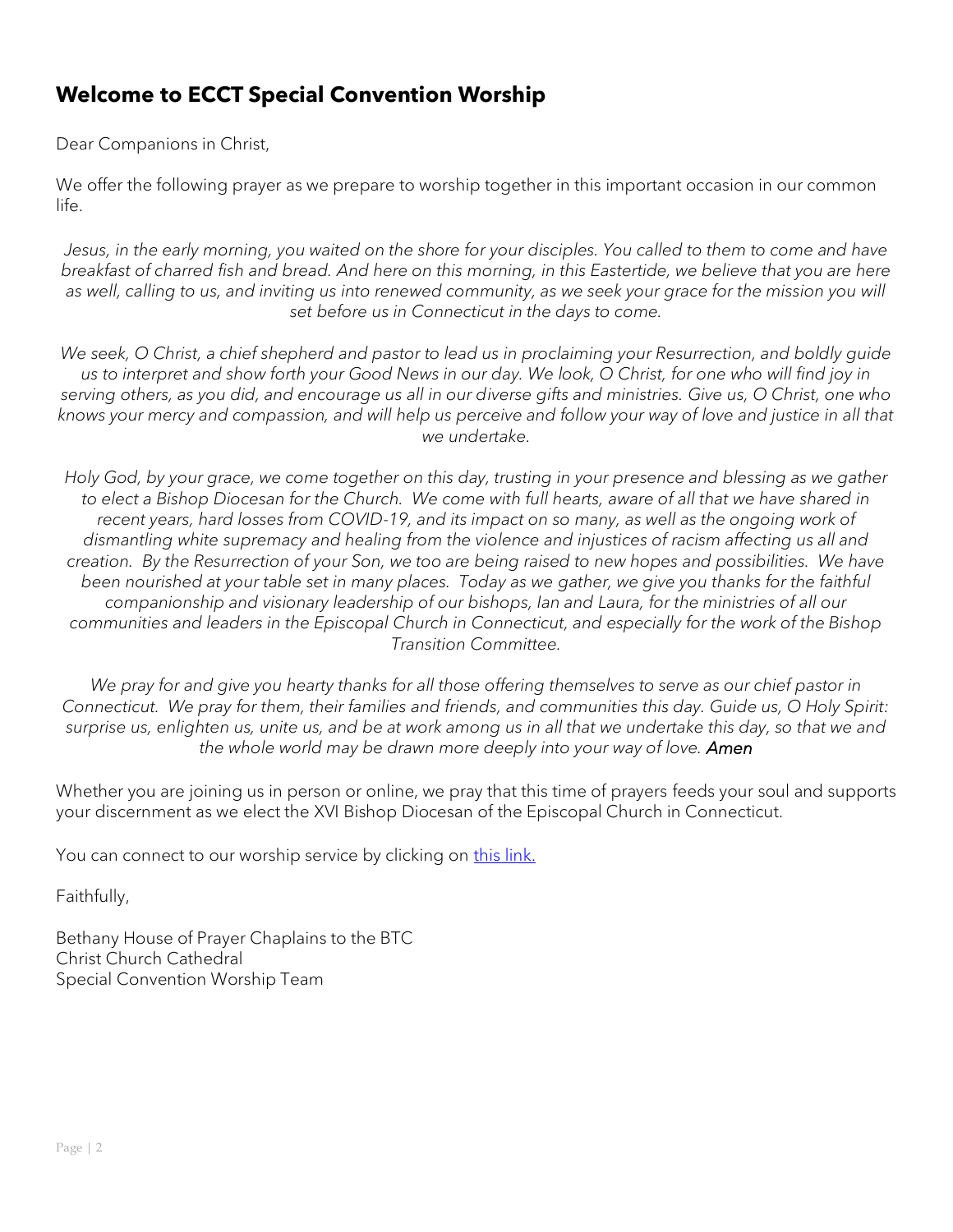## Welcome to ECCT Special Convention Worship

Dear Companions in Christ,

We offer the following prayer as we prepare to worship together in this important occasion in our common life.

*Jesus, in the early morning, you waited on the shore for your disciples. You called to them to come and have breakfast of charred fish and bread. And here on this morning, in this Eastertide, we believe that you are here as well, calling to us, and inviting us into renewed community, as we seek your grace for the mission you will set before us in Connecticut in the days to come.*

*We seek, O Christ, a chief shepherd and pastor to lead us in proclaiming your Resurrection, and boldly guide us to interpret and show forth your Good News in our day. We look, O Christ, for one who will find joy in serving others, as you did, and encourage us all in our diverse gifts and ministries. Give us, O Christ, one who knows your mercy and compassion, and will help us perceive and follow your way of love and justice in all that we undertake.*

*Holy God, by your grace, we come together on this day, trusting in your presence and blessing as we gather to elect a Bishop Diocesan for the Church. We come with full hearts, aware of all that we have shared in recent years, hard losses from COVID-19, and its impact on so many, as well as the ongoing work of dismantling white supremacy and healing from the violence and injustices of racism affecting us all and creation. By the Resurrection of your Son, we too are being raised to new hopes and possibilities. We have been nourished at your table set in many places. Today as we gather, we give you thanks for the faithful companionship and visionary leadership of our bishops, Ian and Laura, for the ministries of all our communities and leaders in the Episcopal Church in Connecticut, and especially for the work of the Bishop Transition Committee.*

*We pray for and give you hearty thanks for all those offering themselves to serve as our chief pastor in Connecticut. We pray for them, their families and friends, and communities this day. Guide us, O Holy Spirit: surprise us, enlighten us, unite us, and be at work among us in all that we undertake this day, so that we and the whole world may be drawn more deeply into your way of love.* ***Amen***

Whether you are joining us in person or online, we pray that this time of prayers feeds your soul and supports your discernment as we elect the XVI Bishop Diocesan of the Episcopal Church in Connecticut.

You can connect to our worship service by clicking on this link.

Faithfully,

Bethany House of Prayer Chaplains to the BTC
Christ Church Cathedral
Special Convention Worship Team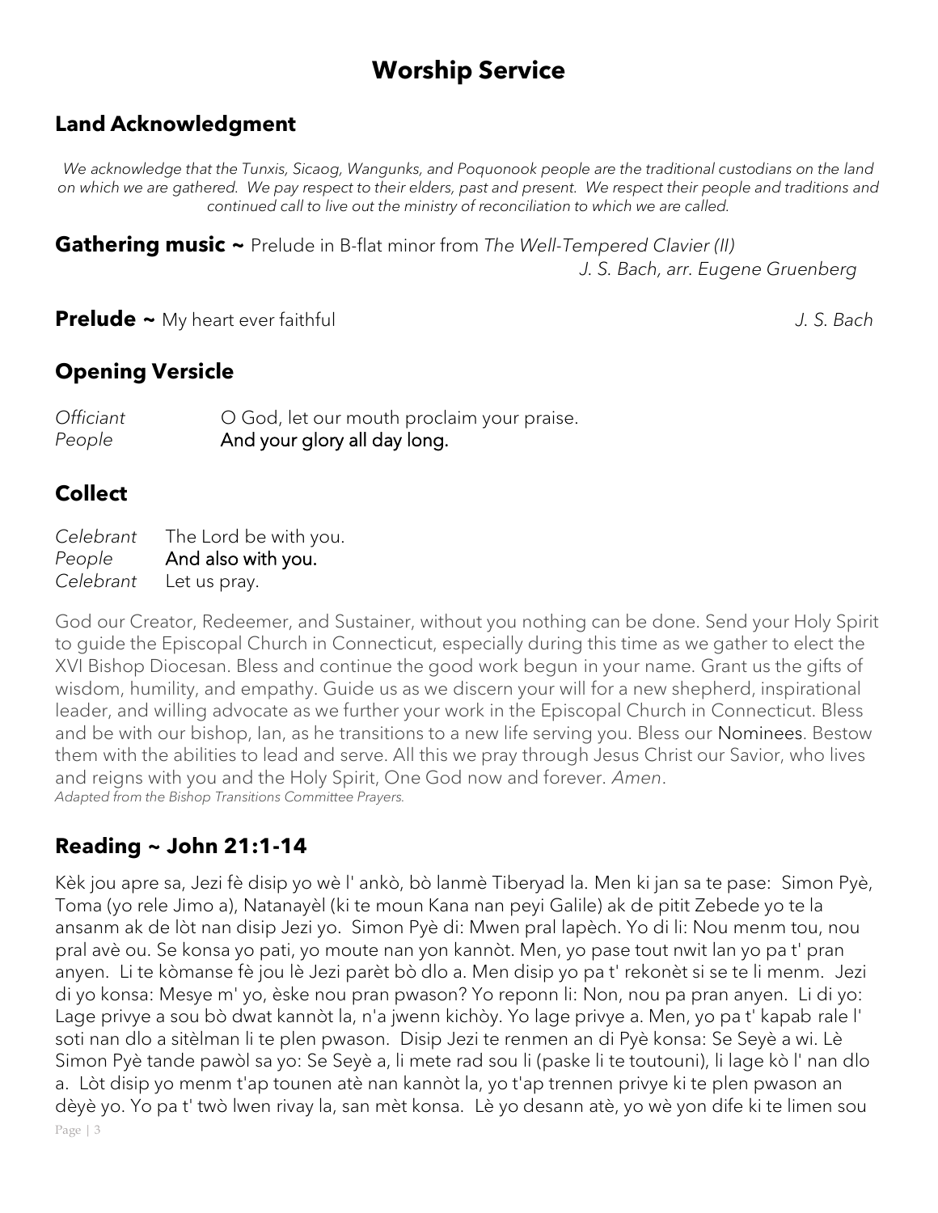# Worship Service

## Land Acknowledgment

*We acknowledge that the Tunxis, Sicaog, Wangunks, and Poquonook people are the traditional custodians on the land on which we are gathered. We pay respect to their elders, past and present. We respect their people and traditions and continued call to live out the ministry of reconciliation to which we are called.*

**Gathering music ~** Prelude in B-flat minor from *The Well-Tempered Clavier (II)*
*J. S. Bach, arr. Eugene Gruenberg*

**Prelude ~** My heart ever faithful *J. S. Bach*

## Opening Versicle

*Officiant* O God, let our mouth proclaim your praise.
*People* **And your glory all day long.**

## Collect

*Celebrant* The Lord be with you.
*People* **And also with you.**
*Celebrant* Let us pray.

God our Creator, Redeemer, and Sustainer, without you nothing can be done. Send your Holy Spirit to guide the Episcopal Church in Connecticut, especially during this time as we gather to elect the XVI Bishop Diocesan. Bless and continue the good work begun in your name. Grant us the gifts of wisdom, humility, and empathy. Guide us as we discern your will for a new shepherd, inspirational leader, and willing advocate as we further your work in the Episcopal Church in Connecticut. Bless and be with our bishop, Ian, as he transitions to a new life serving you. Bless our Nominees. Bestow them with the abilities to lead and serve. All this we pray through Jesus Christ our Savior, who lives and reigns with you and the Holy Spirit, One God now and forever. *Amen*.
*Adapted from the Bishop Transitions Committee Prayers.*

## Reading ~ John 21:1-14

Kèk jou apre sa, Jezi fè disip yo wè l' ankò, bò lanmè Tiberyad la. Men ki jan sa te pase: Simon Pyè, Toma (yo rele Jimo a), Natanayèl (ki te moun Kana nan peyi Galile) ak de pitit Zebede yo te la ansanm ak de lòt nan disip Jezi yo. Simon Pyè di: Mwen pral lapèch. Yo di li: Nou menm tou, nou pral avè ou. Se konsa yo pati, yo moute nan yon kannòt. Men, yo pase tout nwit lan yo pa t' pran anyen. Li te kòmanse fè jou lè Jezi parèt bò dlo a. Men disip yo pa t' rekonèt si se te li menm. Jezi di yo konsa: Mesye m' yo, èske nou pran pwason? Yo reponn li: Non, nou pa pran anyen. Li di yo: Lage privye a sou bò dwat kannòt la, n'a jwenn kichòy. Yo lage privye a. Men, yo pa t' kapab rale l' soti nan dlo a sitèlman li te plen pwason. Disip Jezi te renmen an di Pyè konsa: Se Seyè a wi. Lè Simon Pyè tande pawòl sa yo: Se Seyè a, li mete rad sou li (paske li te toutouni), li lage kò l' nan dlo a. Lòt disip yo menm t'ap tounen atè nan kannòt la, yo t'ap trennen privye ki te plen pwason an dèyè yo. Yo pa t' twò lwen rivay la, san mèt konsa. Lè yo desann atè, yo wè yon dife ki te limen sou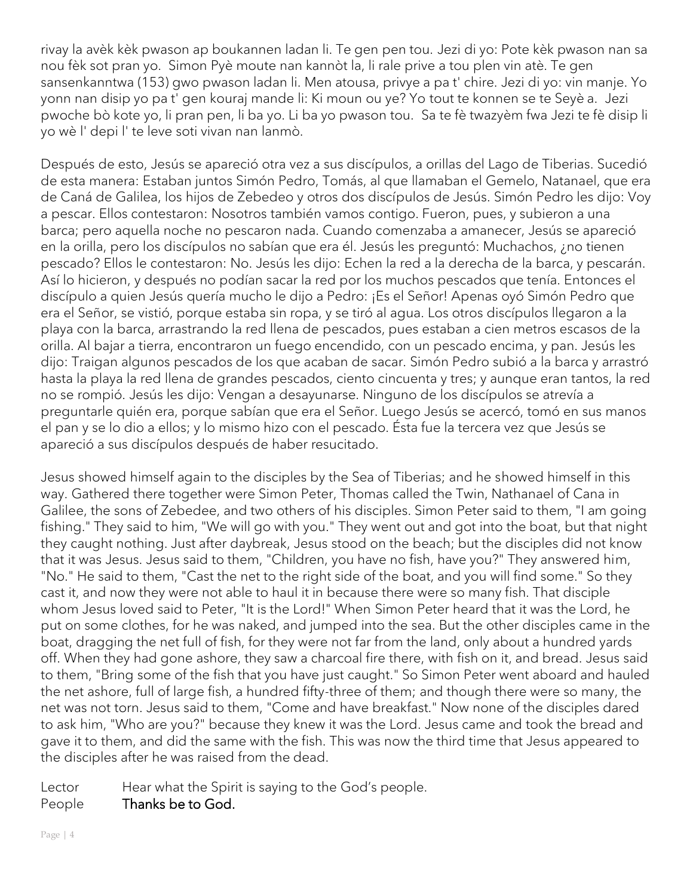rivay la avèk kèk pwason ap boukannen ladan li. Te gen pen tou. Jezi di yo: Pote kèk pwason nan sa nou fèk sot pran yo. Simon Pyè moute nan kannòt la, li rale prive a tou plen vin atè. Te gen sansenkanntwa (153) gwo pwason ladan li. Men atousa, privye a pa t' chire. Jezi di yo: vin manje. Yo yonn nan disip yo pa t' gen kouraj mande li: Ki moun ou ye? Yo tout te konnen se te Seyè a. Jezi pwoche bò kote yo, li pran pen, li ba yo. Li ba yo pwason tou. Sa te fè twazyèm fwa Jezi te fè disip li yo wè l' depi l' te leve soti vivan nan lanmò.

Después de esto, Jesús se apareció otra vez a sus discípulos, a orillas del Lago de Tiberias. Sucedió de esta manera: Estaban juntos Simón Pedro, Tomás, al que llamaban el Gemelo, Natanael, que era de Caná de Galilea, los hijos de Zebedeo y otros dos discípulos de Jesús. Simón Pedro les dijo: Voy a pescar. Ellos contestaron: Nosotros también vamos contigo. Fueron, pues, y subieron a una barca; pero aquella noche no pescaron nada. Cuando comenzaba a amanecer, Jesús se apareció en la orilla, pero los discípulos no sabían que era él. Jesús les preguntó: Muchachos, ¿no tienen pescado? Ellos le contestaron: No. Jesús les dijo: Echen la red a la derecha de la barca, y pescarán. Así lo hicieron, y después no podían sacar la red por los muchos pescados que tenía. Entonces el discípulo a quien Jesús quería mucho le dijo a Pedro: ¡Es el Señor! Apenas oyó Simón Pedro que era el Señor, se vistió, porque estaba sin ropa, y se tiró al agua. Los otros discípulos llegaron a la playa con la barca, arrastrando la red llena de pescados, pues estaban a cien metros escasos de la orilla. Al bajar a tierra, encontraron un fuego encendido, con un pescado encima, y pan. Jesús les dijo: Traigan algunos pescados de los que acaban de sacar. Simón Pedro subió a la barca y arrastró hasta la playa la red llena de grandes pescados, ciento cincuenta y tres; y aunque eran tantos, la red no se rompió. Jesús les dijo: Vengan a desayunarse. Ninguno de los discípulos se atrevía a preguntarle quién era, porque sabían que era el Señor. Luego Jesús se acercó, tomó en sus manos el pan y se lo dio a ellos; y lo mismo hizo con el pescado. Ésta fue la tercera vez que Jesús se apareció a sus discípulos después de haber resucitado.

Jesus showed himself again to the disciples by the Sea of Tiberias; and he showed himself in this way. Gathered there together were Simon Peter, Thomas called the Twin, Nathanael of Cana in Galilee, the sons of Zebedee, and two others of his disciples. Simon Peter said to them, "I am going fishing." They said to him, "We will go with you." They went out and got into the boat, but that night they caught nothing. Just after daybreak, Jesus stood on the beach; but the disciples did not know that it was Jesus. Jesus said to them, "Children, you have no fish, have you?" They answered him, "No." He said to them, "Cast the net to the right side of the boat, and you will find some." So they cast it, and now they were not able to haul it in because there were so many fish. That disciple whom Jesus loved said to Peter, "It is the Lord!" When Simon Peter heard that it was the Lord, he put on some clothes, for he was naked, and jumped into the sea. But the other disciples came in the boat, dragging the net full of fish, for they were not far from the land, only about a hundred yards off. When they had gone ashore, they saw a charcoal fire there, with fish on it, and bread. Jesus said to them, "Bring some of the fish that you have just caught." So Simon Peter went aboard and hauled the net ashore, full of large fish, a hundred fifty-three of them; and though there were so many, the net was not torn. Jesus said to them, "Come and have breakfast." Now none of the disciples dared to ask him, "Who are you?" because they knew it was the Lord. Jesus came and took the bread and gave it to them, and did the same with the fish. This was now the third time that Jesus appeared to the disciples after he was raised from the dead.

Lector Hear what the Spirit is saying to the God's people.
People **Thanks be to God.**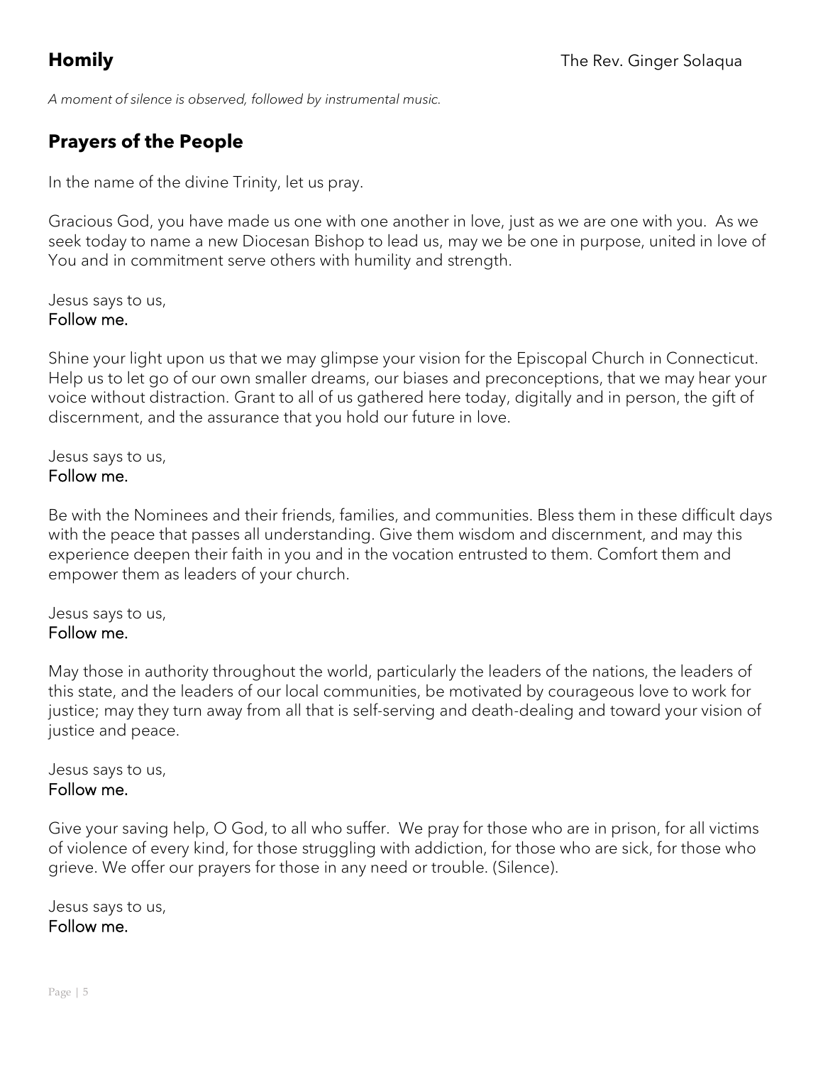## Homily

The Rev. Ginger Solaqua

*A moment of silence is observed, followed by instrumental music.*

## Prayers of the People

In the name of the divine Trinity, let us pray.

Gracious God, you have made us one with one another in love, just as we are one with you. As we seek today to name a new Diocesan Bishop to lead us, may we be one in purpose, united in love of You and in commitment serve others with humility and strength.

Jesus says to us,
Follow me.

Shine your light upon us that we may glimpse your vision for the Episcopal Church in Connecticut. Help us to let go of our own smaller dreams, our biases and preconceptions, that we may hear your voice without distraction. Grant to all of us gathered here today, digitally and in person, the gift of discernment, and the assurance that you hold our future in love.

Jesus says to us,
Follow me.

Be with the Nominees and their friends, families, and communities. Bless them in these difficult days with the peace that passes all understanding. Give them wisdom and discernment, and may this experience deepen their faith in you and in the vocation entrusted to them. Comfort them and empower them as leaders of your church.

Jesus says to us,
Follow me.

May those in authority throughout the world, particularly the leaders of the nations, the leaders of this state, and the leaders of our local communities, be motivated by courageous love to work for justice; may they turn away from all that is self-serving and death-dealing and toward your vision of justice and peace.

Jesus says to us,
Follow me.

Give your saving help, O God, to all who suffer. We pray for those who are in prison, for all victims of violence of every kind, for those struggling with addiction, for those who are sick, for those who grieve. We offer our prayers for those in any need or trouble. (Silence).

Jesus says to us,
Follow me.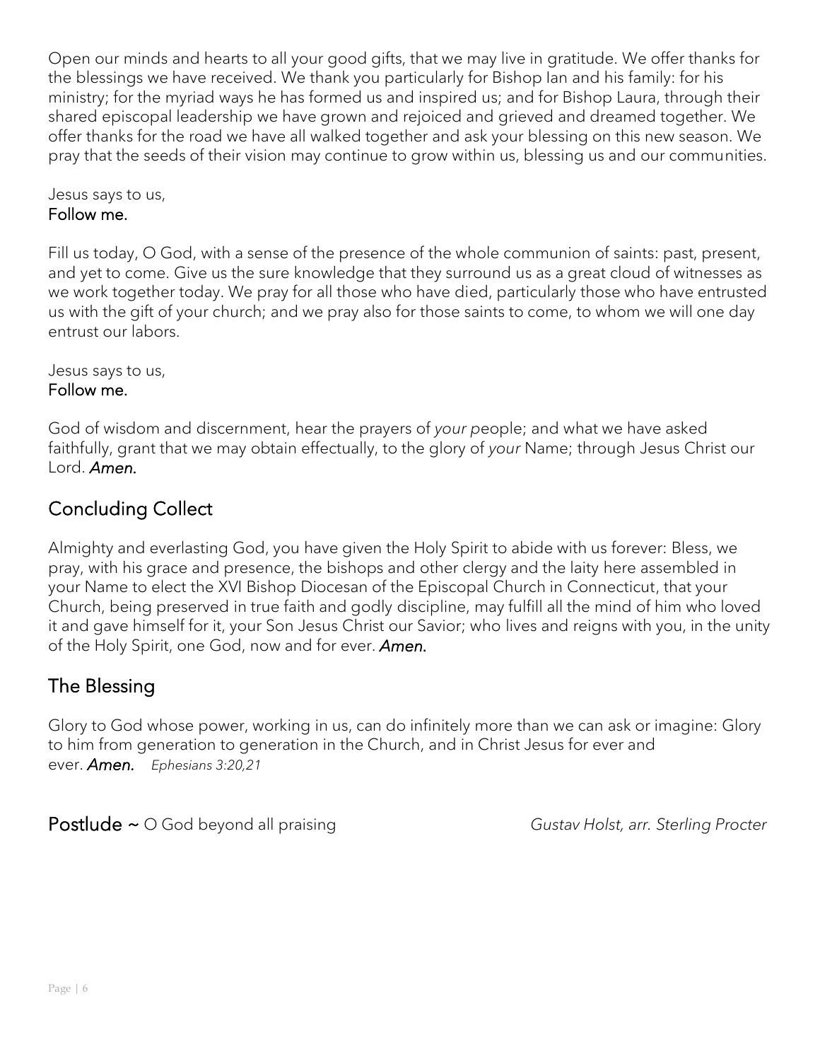Open our minds and hearts to all your good gifts, that we may live in gratitude. We offer thanks for the blessings we have received. We thank you particularly for Bishop Ian and his family: for his ministry; for the myriad ways he has formed us and inspired us; and for Bishop Laura, through their shared episcopal leadership we have grown and rejoiced and grieved and dreamed together. We offer thanks for the road we have all walked together and ask your blessing on this new season. We pray that the seeds of their vision may continue to grow within us, blessing us and our communities.

Jesus says to us,
**Follow me.**

Fill us today, O God, with a sense of the presence of the whole communion of saints: past, present, and yet to come. Give us the sure knowledge that they surround us as a great cloud of witnesses as we work together today. We pray for all those who have died, particularly those who have entrusted us with the gift of your church; and we pray also for those saints to come, to whom we will one day entrust our labors.

Jesus says to us,
**Follow me.**

God of wisdom and discernment, hear the prayers of *your* people; and what we have asked faithfully, grant that we may obtain effectually, to the glory of *your* Name; through Jesus Christ our Lord. ***Amen.***

## Concluding Collect

Almighty and everlasting God, you have given the Holy Spirit to abide with us forever: Bless, we pray, with his grace and presence, the bishops and other clergy and the laity here assembled in your Name to elect the XVI Bishop Diocesan of the Episcopal Church in Connecticut, that your Church, being preserved in true faith and godly discipline, may fulfill all the mind of him who loved it and gave himself for it, your Son Jesus Christ our Savior; who lives and reigns with you, in the unity of the Holy Spirit, one God, now and for ever. ***Amen.***

## The Blessing

Glory to God whose power, working in us, can do infinitely more than we can ask or imagine: Glory to him from generation to generation in the Church, and in Christ Jesus for ever and ever. ***Amen.*** *Ephesians 3:20,21*

**Postlude** ~ O God beyond all praising *Gustav Holst, arr. Sterling Procter*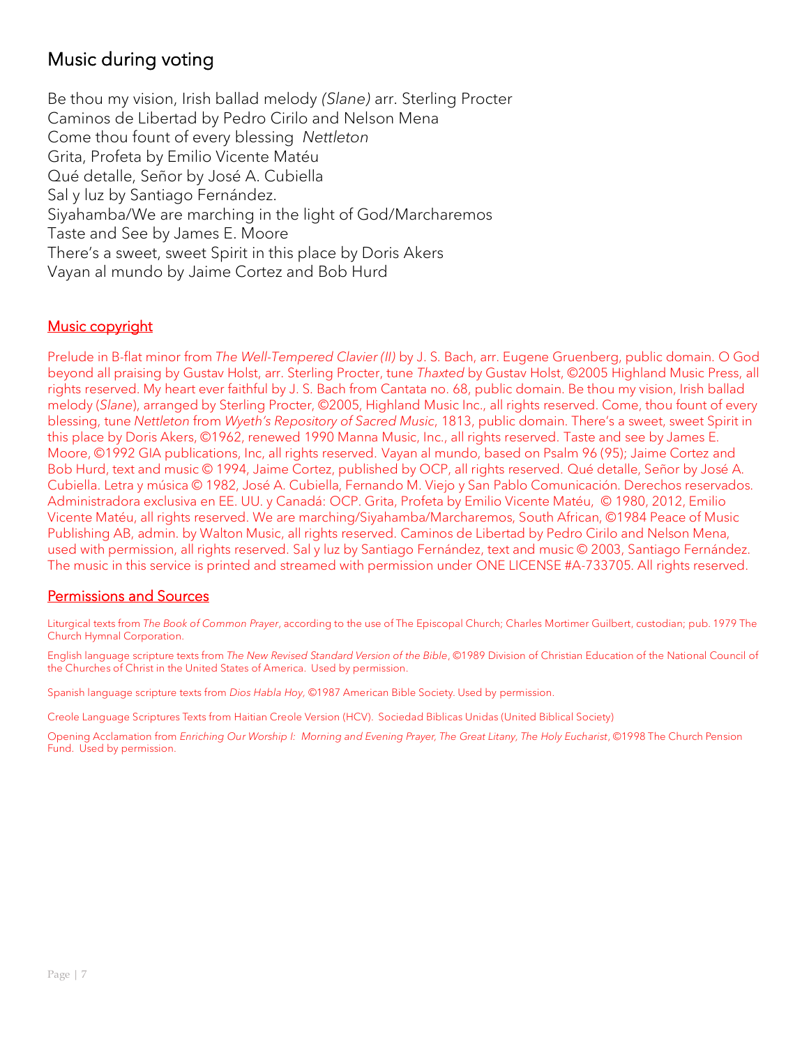## Music during voting

Be thou my vision, Irish ballad melody *(Slane)* arr. Sterling Procter
Caminos de Libertad by Pedro Cirilo and Nelson Mena
Come thou fount of every blessing *Nettleton*
Grita, Profeta by Emilio Vicente Matéu
Qué detalle, Señor by José A. Cubiella
Sal y luz by Santiago Fernández.
Siyahamba/We are marching in the light of God/Marcharemos
Taste and See by James E. Moore
There's a sweet, sweet Spirit in this place by Doris Akers
Vayan al mundo by Jaime Cortez and Bob Hurd

### Music copyright

Prelude in B-flat minor from *The Well-Tempered Clavier (II)* by J. S. Bach, arr. Eugene Gruenberg, public domain. O God beyond all praising by Gustav Holst, arr. Sterling Procter, tune *Thaxted* by Gustav Holst, ©2005 Highland Music Press, all rights reserved. My heart ever faithful by J. S. Bach from Cantata no. 68, public domain. Be thou my vision, Irish ballad melody (*Slane*), arranged by Sterling Procter, ©2005, Highland Music Inc., all rights reserved. Come, thou fount of every blessing, tune *Nettleton* from *Wyeth's Repository of Sacred Music*, 1813, public domain. There's a sweet, sweet Spirit in this place by Doris Akers, ©1962, renewed 1990 Manna Music, Inc., all rights reserved. Taste and see by James E. Moore, ©1992 GIA publications, Inc, all rights reserved. Vayan al mundo, based on Psalm 96 (95); Jaime Cortez and Bob Hurd, text and music © 1994, Jaime Cortez, published by OCP, all rights reserved. Qué detalle, Señor by José A. Cubiella. Letra y música © 1982, José A. Cubiella, Fernando M. Viejo y San Pablo Comunicación. Derechos reservados. Administradora exclusiva en EE. UU. y Canadá: OCP. Grita, Profeta by Emilio Vicente Matéu, © 1980, 2012, Emilio Vicente Matéu, all rights reserved. We are marching/Siyahamba/Marcharemos, South African, ©1984 Peace of Music Publishing AB, admin. by Walton Music, all rights reserved. Caminos de Libertad by Pedro Cirilo and Nelson Mena, used with permission, all rights reserved. Sal y luz by Santiago Fernández, text and music © 2003, Santiago Fernández. The music in this service is printed and streamed with permission under ONE LICENSE #A-733705. All rights reserved.

### Permissions and Sources

Liturgical texts from *The Book of Common Prayer*, according to the use of The Episcopal Church; Charles Mortimer Guilbert, custodian; pub. 1979 The Church Hymnal Corporation.

English language scripture texts from *The New Revised Standard Version of the Bible*, ©1989 Division of Christian Education of the National Council of the Churches of Christ in the United States of America. Used by permission.

Spanish language scripture texts from *Dios Habla Hoy*, ©1987 American Bible Society. Used by permission.

Creole Language Scriptures Texts from Haitian Creole Version (HCV). Sociedad Biblicas Unidas (United Biblical Society)

Opening Acclamation from *Enriching Our Worship I: Morning and Evening Prayer, The Great Litany, The Holy Eucharist*, ©1998 The Church Pension Fund. Used by permission.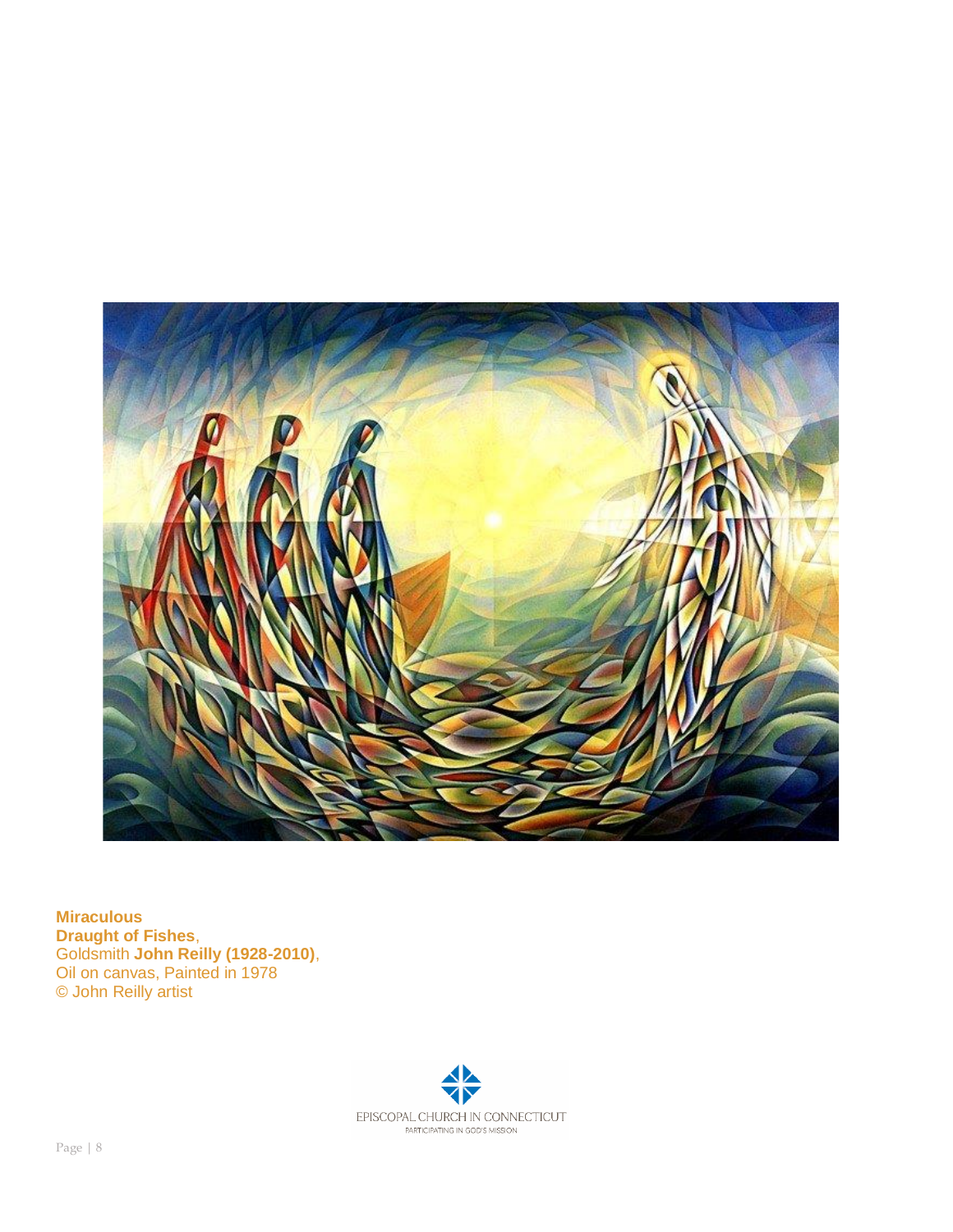**Miraculous Draught of Fishes**, Goldsmith **John Reilly (1928-2010)**, Oil on canvas, Painted in 1978
© John Reilly artist

EPISCOPAL CHURCH IN CONNECTICUT
PARTICIPATING IN GOD'S MISSION